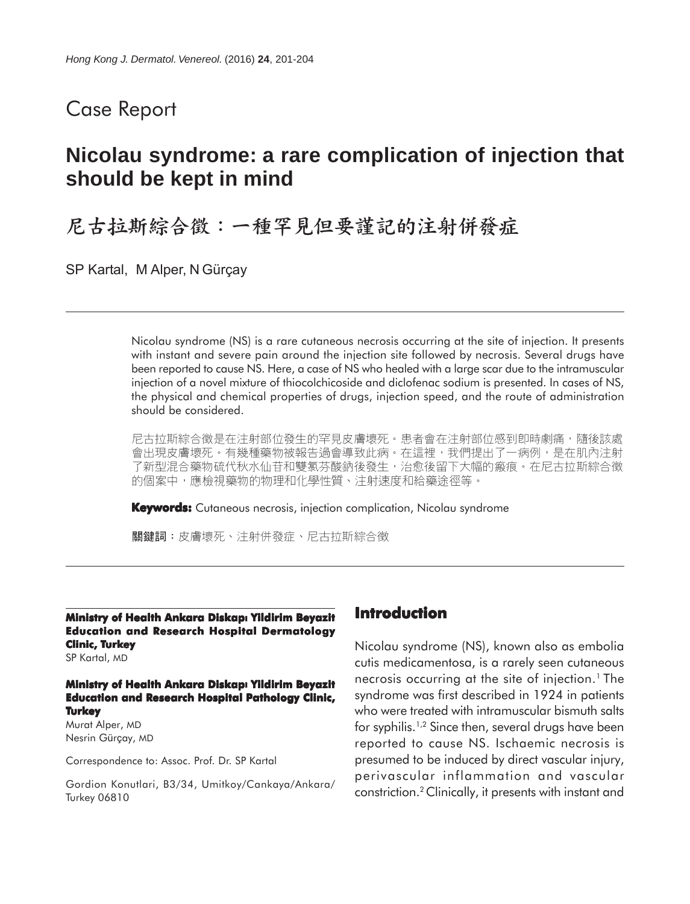# Case Report

## Nicolau syndrome: a rare complication of injection that should be kept in mind

## 尼古拉斯綜合徵：一種罕見但要謹記的注射併發症

SP Kartal, M Alper, N Gürçay

Nicolau syndrome (NS) is a rare cutaneous necrosis occurring at the site of injection. It presents with instant and severe pain around the injection site followed by necrosis. Several drugs have been reported to cause NS. Here, a case of NS who healed with a large scar due to the intramuscular injection of a novel mixture of thiocolchicoside and diclofenac sodium is presented. In cases of NS, the physical and chemical properties of drugs, injection speed, and the route of administration should be considered.

尼古拉斯綜合徵是在注射部位發生的罕見皮膚壞死。患者會在注射部位感到即時劇痛，隨後該處會出現皮膚壞死。有幾種藥物被報告過會導致此病。在這裡，我們提出了一病例，是在肌內注射了新型混合藥物硫代秋水仙苷和雙氯芬酸鈉後發生，治愈後留下大幅的瘢痕。在尼古拉斯綜合徵的個案中，應檢視藥物的物理和化學性質、注射速度和給藥途徑等。

**Keywords:** Cutaneous necrosis, injection complication, Nicolau syndrome

**關鍵詞**：皮膚壞死、注射併發症、尼古拉斯綜合徵

**Ministry of Health Ankara Diskapı Yildirim Beyazit Education and Research Hospital Dermatology Clinic, Turkey**
SP Kartal, MD

**Ministry of Health Ankara Diskapı Yildirim Beyazit Education and Research Hospital Pathology Clinic, Turkey**
Murat Alper, MD
Nesrin Gürçay, MD

Correspondence to: Assoc. Prof. Dr. SP Kartal

Gordion Konutlari, B3/34, Umitkoy/Cankaya/Ankara/Turkey 06810

## Introduction

Nicolau syndrome (NS), known also as embolia cutis medicamentosa, is a rarely seen cutaneous necrosis occurring at the site of injection.[1] The syndrome was first described in 1924 in patients who were treated with intramuscular bismuth salts for syphilis.[1,2] Since then, several drugs have been reported to cause NS. Ischaemic necrosis is presumed to be induced by direct vascular injury, perivascular inflammation and vascular constriction.[2] Clinically, it presents with instant and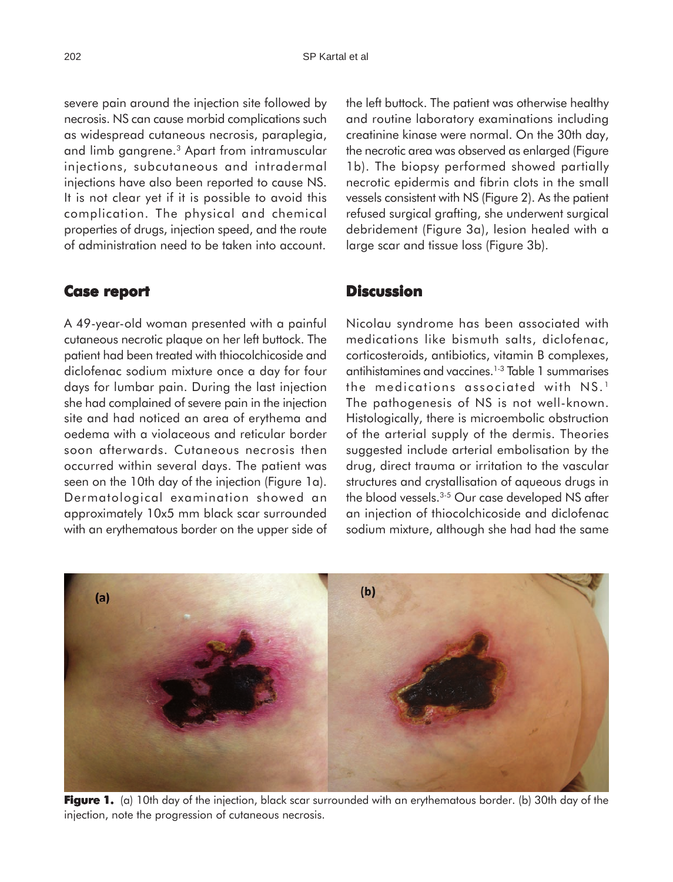severe pain around the injection site followed by necrosis. NS can cause morbid complications such as widespread cutaneous necrosis, paraplegia, and limb gangrene.[3] Apart from intramuscular injections, subcutaneous and intradermal injections have also been reported to cause NS. It is not clear yet if it is possible to avoid this complication. The physical and chemical properties of drugs, injection speed, and the route of administration need to be taken into account.

## Case report

A 49-year-old woman presented with a painful cutaneous necrotic plaque on her left buttock. The patient had been treated with thiocolchicoside and diclofenac sodium mixture once a day for four days for lumbar pain. During the last injection she had complained of severe pain in the injection site and had noticed an area of erythema and oedema with a violaceous and reticular border soon afterwards. Cutaneous necrosis then occurred within several days. The patient was seen on the 10th day of the injection (Figure 1a). Dermatological examination showed an approximately 10x5 mm black scar surrounded with an erythematous border on the upper side of the left buttock. The patient was otherwise healthy and routine laboratory examinations including creatinine kinase were normal. On the 30th day, the necrotic area was observed as enlarged (Figure 1b). The biopsy performed showed partially necrotic epidermis and fibrin clots in the small vessels consistent with NS (Figure 2). As the patient refused surgical grafting, she underwent surgical debridement (Figure 3a), lesion healed with a large scar and tissue loss (Figure 3b).

## Discussion

Nicolau syndrome has been associated with medications like bismuth salts, diclofenac, corticosteroids, antibiotics, vitamin B complexes, antihistamines and vaccines.[1-3] Table 1 summarises the medications associated with NS.[1] The pathogenesis of NS is not well-known. Histologically, there is microembolic obstruction of the arterial supply of the dermis. Theories suggested include arterial embolisation by the drug, direct trauma or irritation to the vascular structures and crystallisation of aqueous drugs in the blood vessels.[3-5] Our case developed NS after an injection of thiocolchicoside and diclofenac sodium mixture, although she had had the same

**Figure 1.** (a) 10th day of the injection, black scar surrounded with an erythematous border. (b) 30th day of the injection, note the progression of cutaneous necrosis.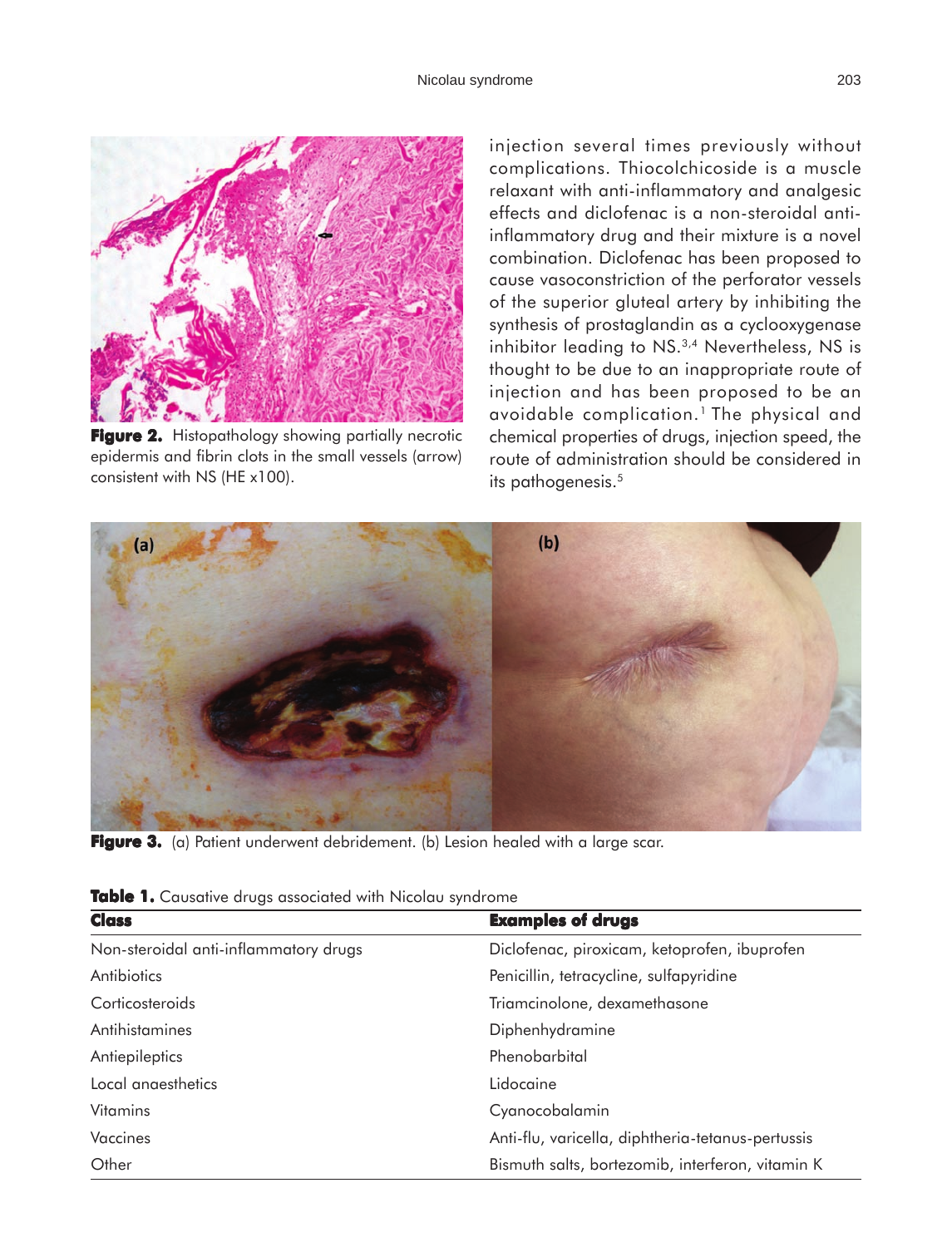**Figure 2.** Histopathology showing partially necrotic epidermis and fibrin clots in the small vessels (arrow) consistent with NS (HE x100).

injection several times previously without complications. Thiocolchicoside is a muscle relaxant with anti-inflammatory and analgesic effects and diclofenac is a non-steroidal anti-inflammatory drug and their mixture is a novel combination. Diclofenac has been proposed to cause vasoconstriction of the perforator vessels of the superior gluteal artery by inhibiting the synthesis of prostaglandin as a cyclooxygenase inhibitor leading to NS.[3,4] Nevertheless, NS is thought to be due to an inappropriate route of injection and has been proposed to be an avoidable complication.[1] The physical and chemical properties of drugs, injection speed, the route of administration should be considered in its pathogenesis.[5]

**Figure 3.** (a) Patient underwent debridement. (b) Lesion healed with a large scar.

**Table 1.** Causative drugs associated with Nicolau syndrome

| Class | Examples of drugs |
|---|---|
| Non-steroidal anti-inflammatory drugs | Diclofenac, piroxicam, ketoprofen, ibuprofen |
| Antibiotics | Penicillin, tetracycline, sulfapyridine |
| Corticosteroids | Triamcinolone, dexamethasone |
| Antihistamines | Diphenhydramine |
| Antiepileptics | Phenobarbital |
| Local anaesthetics | Lidocaine |
| Vitamins | Cyanocobalamin |
| Vaccines | Anti-flu, varicella, diphtheria-tetanus-pertussis |
| Other | Bismuth salts, bortezomib, interferon, vitamin K |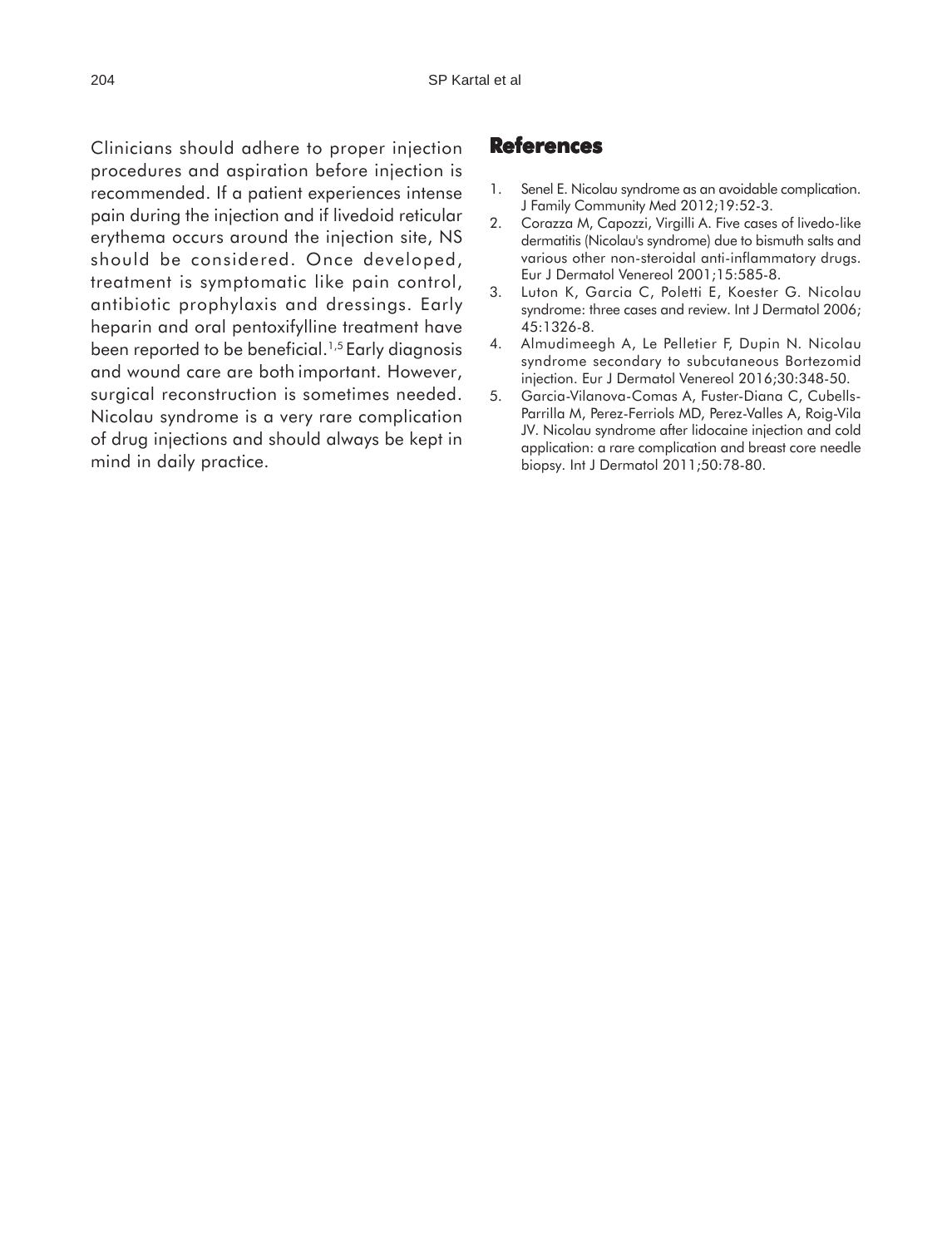Clinicians should adhere to proper injection procedures and aspiration before injection is recommended. If a patient experiences intense pain during the injection and if livedoid reticular erythema occurs around the injection site, NS should be considered. Once developed, treatment is symptomatic like pain control, antibiotic prophylaxis and dressings. Early heparin and oral pentoxifylline treatment have been reported to be beneficial.[1,5] Early diagnosis and wound care are both important. However, surgical reconstruction is sometimes needed. Nicolau syndrome is a very rare complication of drug injections and should always be kept in mind in daily practice.

## References

1. Senel E. Nicolau syndrome as an avoidable complication. J Family Community Med 2012;19:52-3.
2. Corazza M, Capozzi, Virgilli A. Five cases of livedo-like dermatitis (Nicolau's syndrome) due to bismuth salts and various other non-steroidal anti-inflammatory drugs. Eur J Dermatol Venereol 2001;15:585-8.
3. Luton K, Garcia C, Poletti E, Koester G. Nicolau syndrome: three cases and review. Int J Dermatol 2006; 45:1326-8.
4. Almudimeegh A, Le Pelletier F, Dupin N. Nicolau syndrome secondary to subcutaneous Bortezomid injection. Eur J Dermatol Venereol 2016;30:348-50.
5. Garcia-Vilanova-Comas A, Fuster-Diana C, Cubells-Parrilla M, Perez-Ferriols MD, Perez-Valles A, Roig-Vila JV. Nicolau syndrome after lidocaine injection and cold application: a rare complication and breast core needle biopsy. Int J Dermatol 2011;50:78-80.